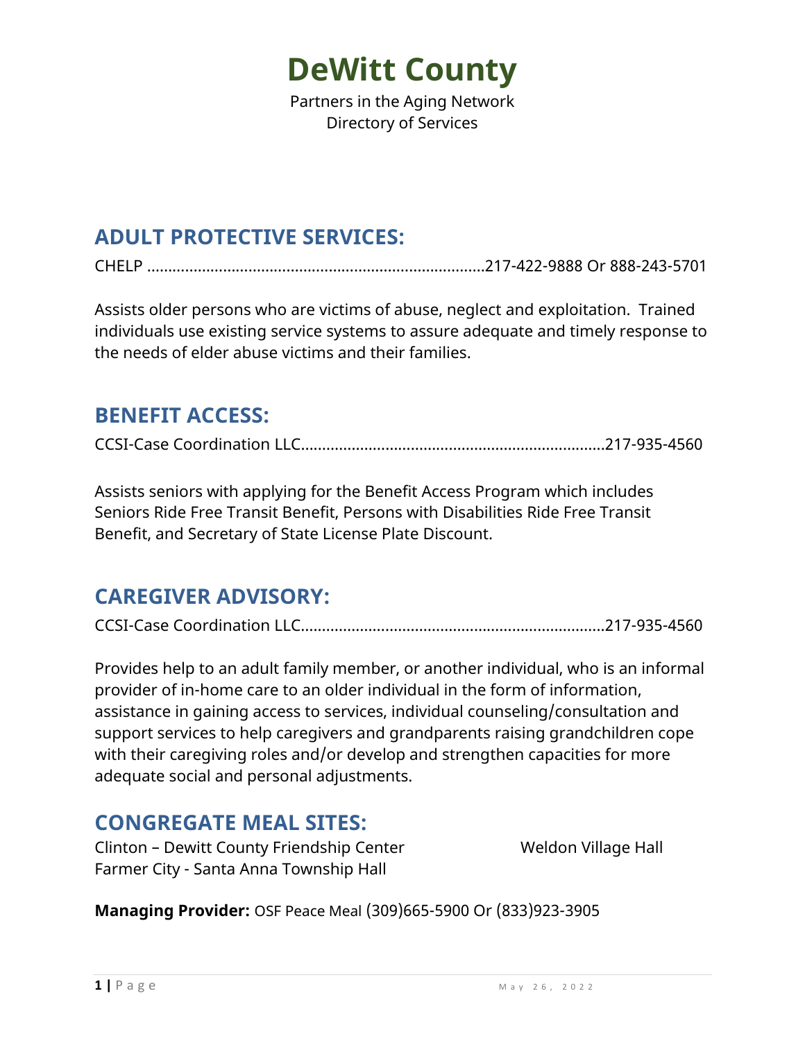# DeWitt County

Partners in the Aging Network
Directory of Services

## ADULT PROTECTIVE SERVICES:

CHELP ..............................................................................217-422-9888 Or 888-243-5701

Assists older persons who are victims of abuse, neglect and exploitation. Trained individuals use existing service systems to assure adequate and timely response to the needs of elder abuse victims and their families.

## BENEFIT ACCESS:

CCSI-Case Coordination LLC.......................................................................217-935-4560

Assists seniors with applying for the Benefit Access Program which includes Seniors Ride Free Transit Benefit, Persons with Disabilities Ride Free Transit Benefit, and Secretary of State License Plate Discount.

## CAREGIVER ADVISORY:

CCSI-Case Coordination LLC.......................................................................217-935-4560

Provides help to an adult family member, or another individual, who is an informal provider of in-home care to an older individual in the form of information, assistance in gaining access to services, individual counseling/consultation and support services to help caregivers and grandparents raising grandchildren cope with their caregiving roles and/or develop and strengthen capacities for more adequate social and personal adjustments.

## CONGREGATE MEAL SITES:

Clinton – Dewitt County Friendship Center
Farmer City - Santa Anna Township Hall
Weldon Village Hall

**Managing Provider:** OSF Peace Meal (309)665-5900 Or (833)923-3905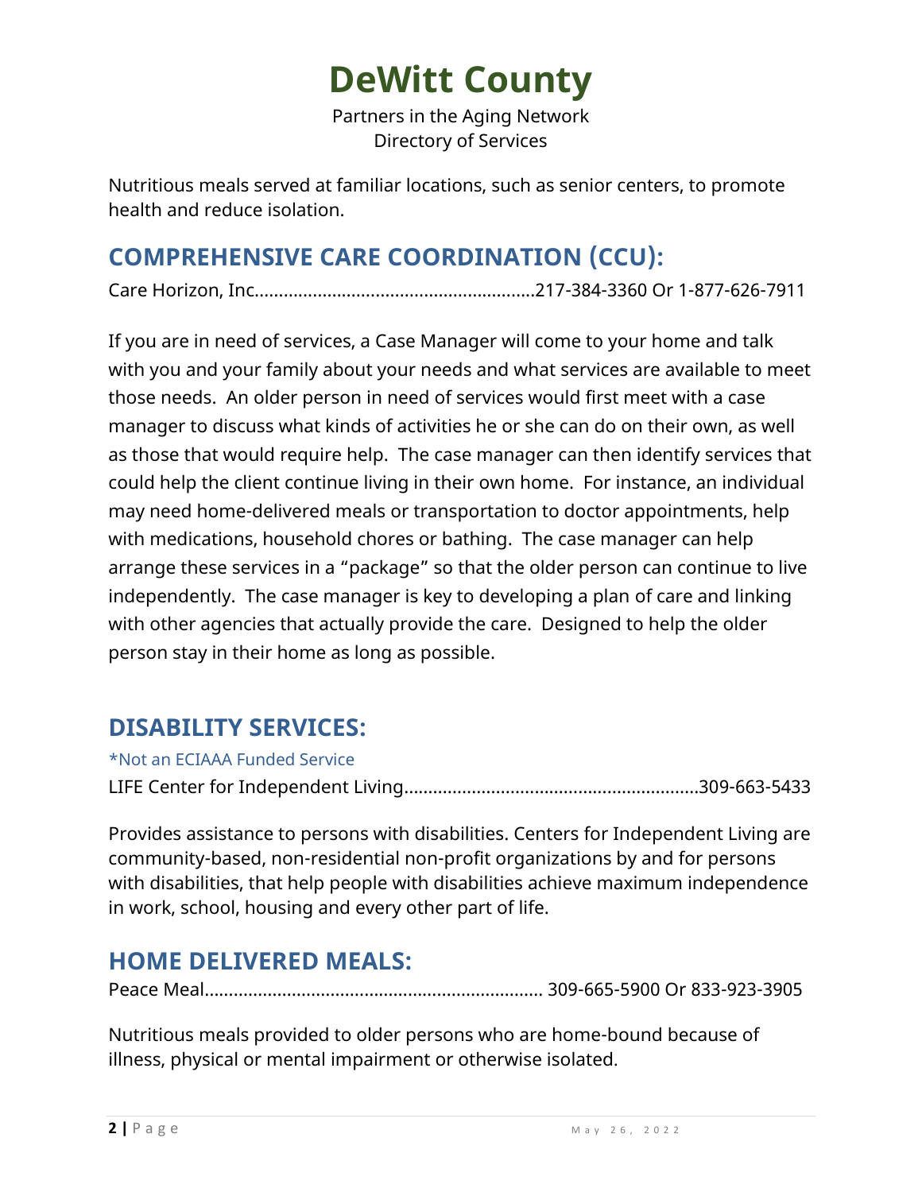# DeWitt County

Partners in the Aging Network
Directory of Services

Nutritious meals served at familiar locations, such as senior centers, to promote health and reduce isolation.

## COMPREHENSIVE CARE COORDINATION (CCU):

Care Horizon, Inc……………………………………………………217-384-3360 Or 1-877-626-7911

If you are in need of services, a Case Manager will come to your home and talk with you and your family about your needs and what services are available to meet those needs. An older person in need of services would first meet with a case manager to discuss what kinds of activities he or she can do on their own, as well as those that would require help. The case manager can then identify services that could help the client continue living in their own home. For instance, an individual may need home-delivered meals or transportation to doctor appointments, help with medications, household chores or bathing. The case manager can help arrange these services in a "package" so that the older person can continue to live independently. The case manager is key to developing a plan of care and linking with other agencies that actually provide the care. Designed to help the older person stay in their home as long as possible.

## DISABILITY SERVICES:

*Not an ECIAAA Funded Service

LIFE Center for Independent Living……………………………………………………309-663-5433

Provides assistance to persons with disabilities. Centers for Independent Living are community-based, non-residential non-profit organizations by and for persons with disabilities, that help people with disabilities achieve maximum independence in work, school, housing and every other part of life.

## HOME DELIVERED MEALS:

Peace Meal…………………………………………………………… 309-665-5900 Or 833-923-3905

Nutritious meals provided to older persons who are home-bound because of illness, physical or mental impairment or otherwise isolated.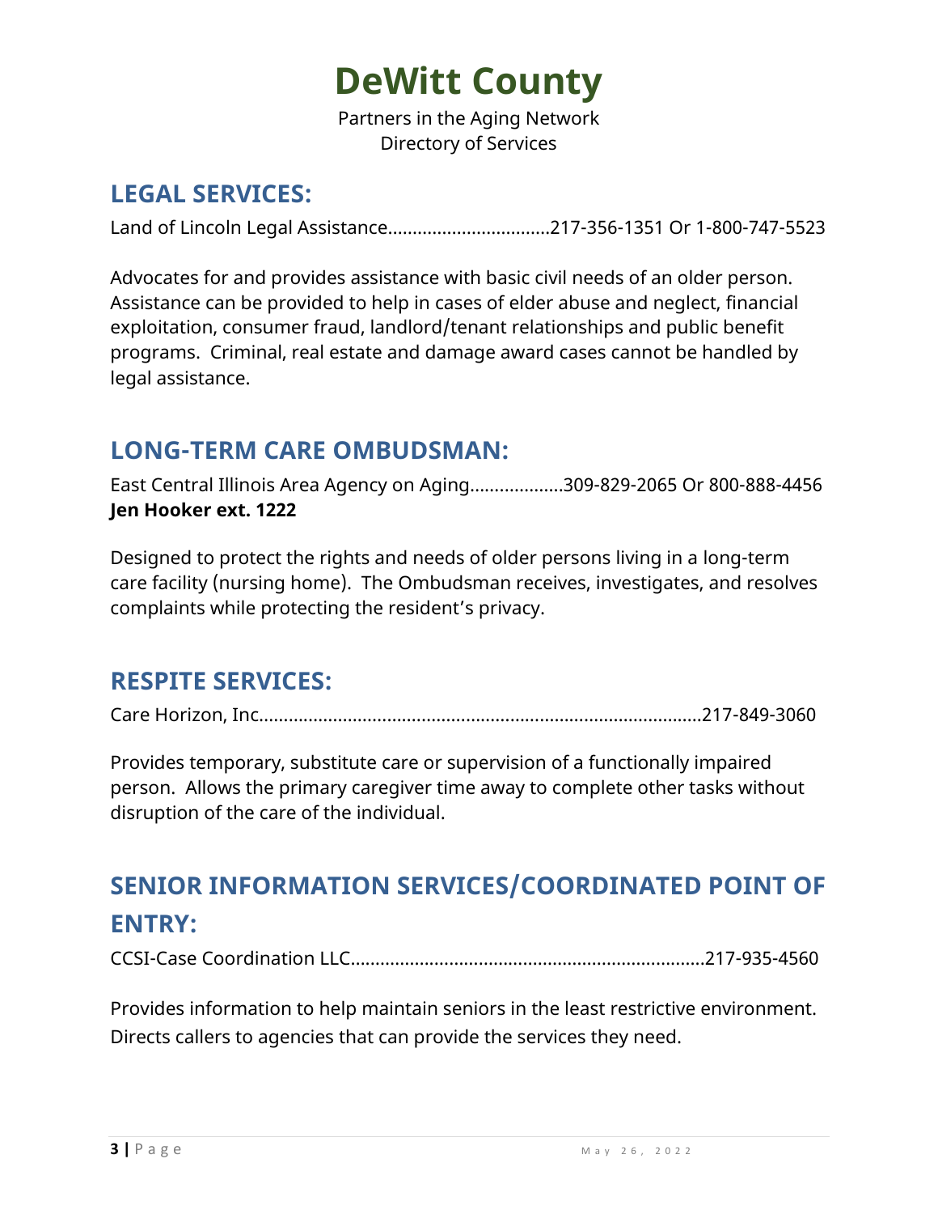# DeWitt County

Partners in the Aging Network
Directory of Services

## LEGAL SERVICES:

Land of Lincoln Legal Assistance.................................217-356-1351 Or 1-800-747-5523

Advocates for and provides assistance with basic civil needs of an older person. Assistance can be provided to help in cases of elder abuse and neglect, financial exploitation, consumer fraud, landlord/tenant relationships and public benefit programs. Criminal, real estate and damage award cases cannot be handled by legal assistance.

## LONG-TERM CARE OMBUDSMAN:

East Central Illinois Area Agency on Aging...................309-829-2065 Or 800-888-4456
**Jen Hooker ext. 1222**

Designed to protect the rights and needs of older persons living in a long-term care facility (nursing home). The Ombudsman receives, investigates, and resolves complaints while protecting the resident's privacy.

## RESPITE SERVICES:

Care Horizon, Inc.........................................................................................217-849-3060

Provides temporary, substitute care or supervision of a functionally impaired person. Allows the primary caregiver time away to complete other tasks without disruption of the care of the individual.

## SENIOR INFORMATION SERVICES/COORDINATED POINT OF ENTRY:

CCSI-Case Coordination LLC.......................................................................217-935-4560

Provides information to help maintain seniors in the least restrictive environment. Directs callers to agencies that can provide the services they need.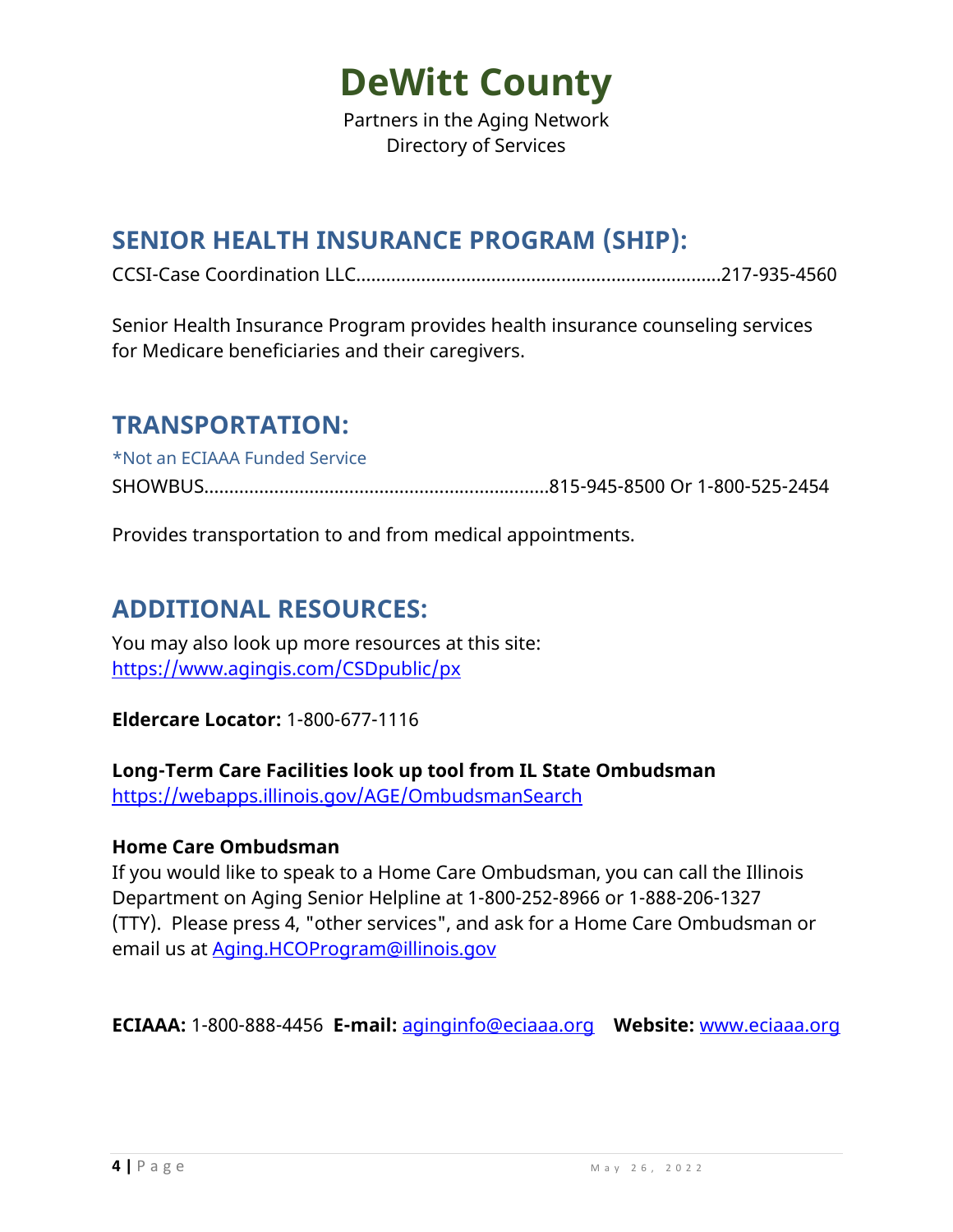# DeWitt County

Partners in the Aging Network
Directory of Services

## SENIOR HEALTH INSURANCE PROGRAM (SHIP):

CCSI-Case Coordination LLC........................................................................217-935-4560

Senior Health Insurance Program provides health insurance counseling services for Medicare beneficiaries and their caregivers.

## TRANSPORTATION:

*Not an ECIAAA Funded Service

SHOWBUS....................................................................815-945-8500 Or 1-800-525-2454

Provides transportation to and from medical appointments.

## ADDITIONAL RESOURCES:

You may also look up more resources at this site:
https://www.agingis.com/CSDpublic/px

**Eldercare Locator:** 1-800-677-1116

**Long-Term Care Facilities look up tool from IL State Ombudsman**
https://webapps.illinois.gov/AGE/OmbudsmanSearch

**Home Care Ombudsman**
If you would like to speak to a Home Care Ombudsman, you can call the Illinois Department on Aging Senior Helpline at 1-800-252-8966 or 1-888-206-1327 (TTY). Please press 4, "other services", and ask for a Home Care Ombudsman or email us at Aging.HCOProgram@illinois.gov

**ECIAAA:** 1-800-888-4456 **E-mail:** aginginfo@eciaaa.org **Website:** www.eciaaa.org